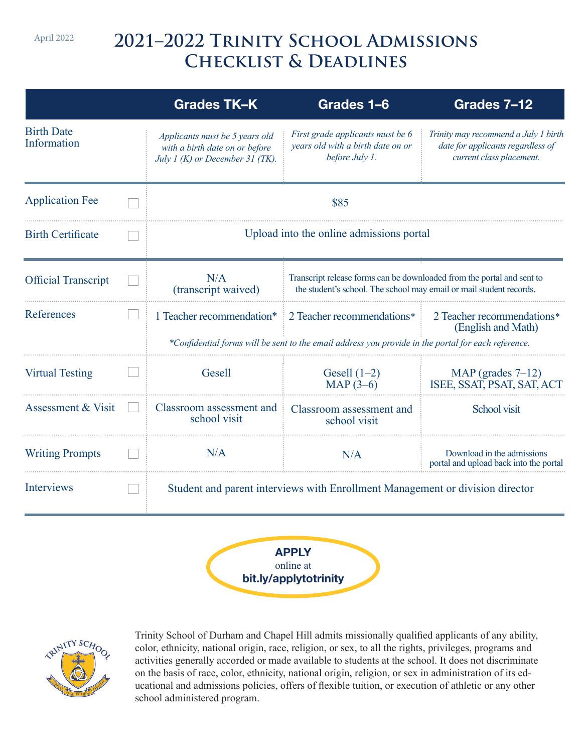April 2022

# 2021–2022 Trinity School Admissions Checklist & Deadlines

| | Grades TK–K | Grades 1–6 | Grades 7–12 |
|---|---|---|---|
| Birth Date Information | *Applicants must be 5 years old with a birth date on or before July 1 (K) or December 31 (TK).* | *First grade applicants must be 6 years old with a birth date on or before July 1.* | *Trinity may recommend a July 1 birth date for applicants regardless of current class placement.* |
| Application Fee ☐ | $85 | | |
| Birth Certificate ☐ | Upload into the online admissions portal | | |
| Official Transcript ☐ | N/A (transcript waived) | Transcript release forms can be downloaded from the portal and sent to the student's school. The school may email or mail student records. | |
| References ☐ | 1 Teacher recommendation* | 2 Teacher recommendations* | 2 Teacher recommendations* (English and Math) |
| | *\*Confidential forms will be sent to the email address you provide in the portal for each reference.* | | |
| Virtual Testing ☐ | Gesell | Gesell (1–2) MAP (3–6) | MAP (grades 7–12) ISEE, SSAT, PSAT, SAT, ACT |
| Assessment & Visit ☐ | Classroom assessment and school visit | Classroom assessment and school visit | School visit |
| Writing Prompts ☐ | N/A | N/A | Download in the admissions portal and upload back into the portal |
| Interviews ☐ | Student and parent interviews with Enrollment Management or division director | | |

**APPLY**
online at
**bit.ly/applytotrinity**

Trinity School of Durham and Chapel Hill admits missionally qualified applicants of any ability, color, ethnicity, national origin, race, religion, or sex, to all the rights, privileges, programs and activities generally accorded or made available to students at the school. It does not discriminate on the basis of race, color, ethnicity, national origin, religion, or sex in administration of its educational and admissions policies, offers of flexible tuition, or execution of athletic or any other school administered program.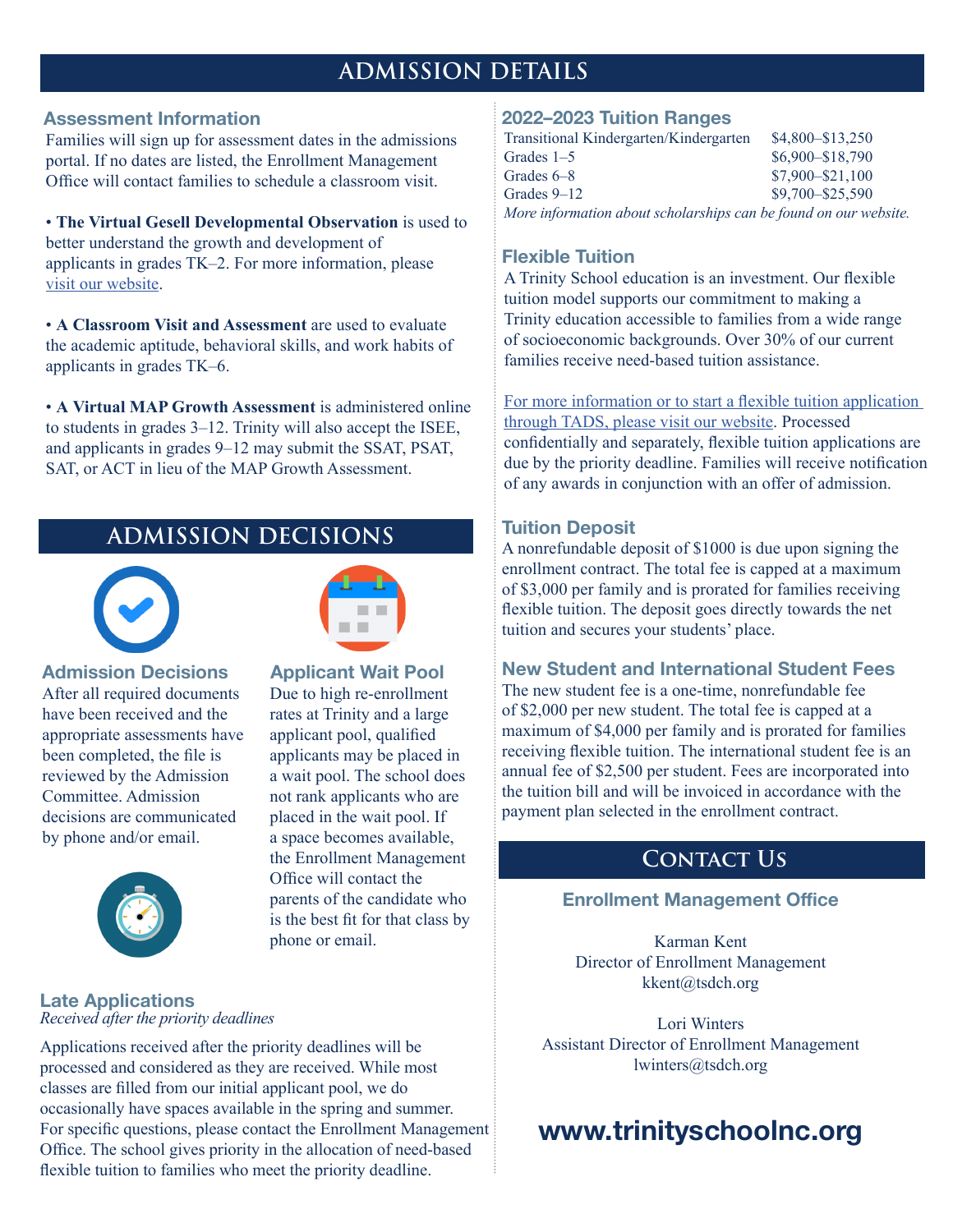# ADMISSION DETAILS

### Assessment Information

Families will sign up for assessment dates in the admissions portal. If no dates are listed, the Enrollment Management Office will contact families to schedule a classroom visit.

• **The Virtual Gesell Developmental Observation** is used to better understand the growth and development of applicants in grades TK–2. For more information, please visit our website.

• **A Classroom Visit and Assessment** are used to evaluate the academic aptitude, behavioral skills, and work habits of applicants in grades TK–6.

• **A Virtual MAP Growth Assessment** is administered online to students in grades 3–12. Trinity will also accept the ISEE, and applicants in grades 9–12 may submit the SSAT, PSAT, SAT, or ACT in lieu of the MAP Growth Assessment.

## ADMISSION DECISIONS

### Admission Decisions

After all required documents have been received and the appropriate assessments have been completed, the file is reviewed by the Admission Committee. Admission decisions are communicated by phone and/or email.

### Applicant Wait Pool

Due to high re-enrollment rates at Trinity and a large applicant pool, qualified applicants may be placed in a wait pool. The school does not rank applicants who are placed in the wait pool. If a space becomes available, the Enrollment Management Office will contact the parents of the candidate who is the best fit for that class by phone or email.

### Late Applications

*Received after the priority deadlines*

Applications received after the priority deadlines will be processed and considered as they are received. While most classes are filled from our initial applicant pool, we do occasionally have spaces available in the spring and summer. For specific questions, please contact the Enrollment Management Office. The school gives priority in the allocation of need-based flexible tuition to families who meet the priority deadline.

### 2022–2023 Tuition Ranges

| | |
|---|---|
| Transitional Kindergarten/Kindergarten | $4,800–$13,250 |
| Grades 1–5 | $6,900–$18,790 |
| Grades 6–8 | $7,900–$21,100 |
| Grades 9–12 | $9,700–$25,590 |

*More information about scholarships can be found on our website.*

### Flexible Tuition

A Trinity School education is an investment. Our flexible tuition model supports our commitment to making a Trinity education accessible to families from a wide range of socioeconomic backgrounds. Over 30% of our current families receive need-based tuition assistance.

For more information or to start a flexible tuition application through TADS, please visit our website. Processed confidentially and separately, flexible tuition applications are due by the priority deadline. Families will receive notification of any awards in conjunction with an offer of admission.

### Tuition Deposit

A nonrefundable deposit of $1000 is due upon signing the enrollment contract. The total fee is capped at a maximum of $3,000 per family and is prorated for families receiving flexible tuition. The deposit goes directly towards the net tuition and secures your students' place.

### New Student and International Student Fees

The new student fee is a one-time, nonrefundable fee of $2,000 per new student. The total fee is capped at a maximum of $4,000 per family and is prorated for families receiving flexible tuition. The international student fee is an annual fee of $2,500 per student. Fees are incorporated into the tuition bill and will be invoiced in accordance with the payment plan selected in the enrollment contract.

## Contact Us

### Enrollment Management Office

Karman Kent
Director of Enrollment Management
kkent@tsdch.org

Lori Winters
Assistant Director of Enrollment Management
lwinters@tsdch.org

## www.trinityschoolnc.org